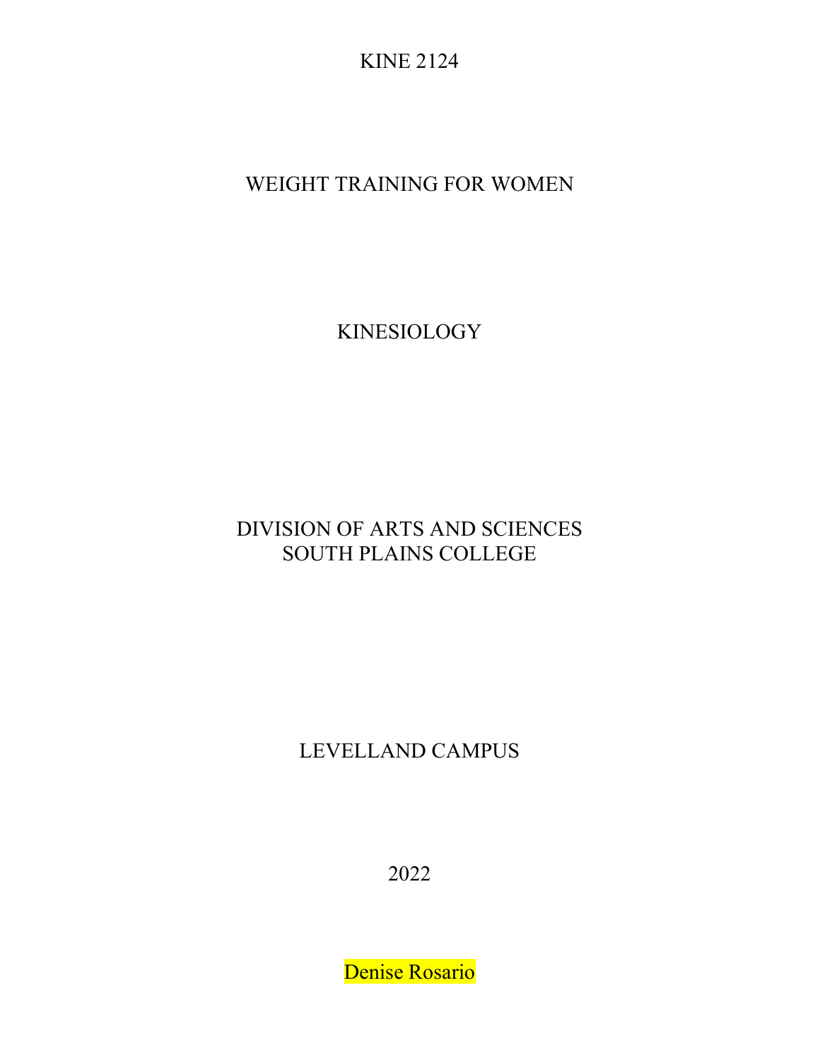# KINE 2124

## WEIGHT TRAINING FOR WOMEN

## KINESIOLOGY

DIVISION OF ARTS AND SCIENCES
SOUTH PLAINS COLLEGE

LEVELLAND CAMPUS

2022

Denise Rosario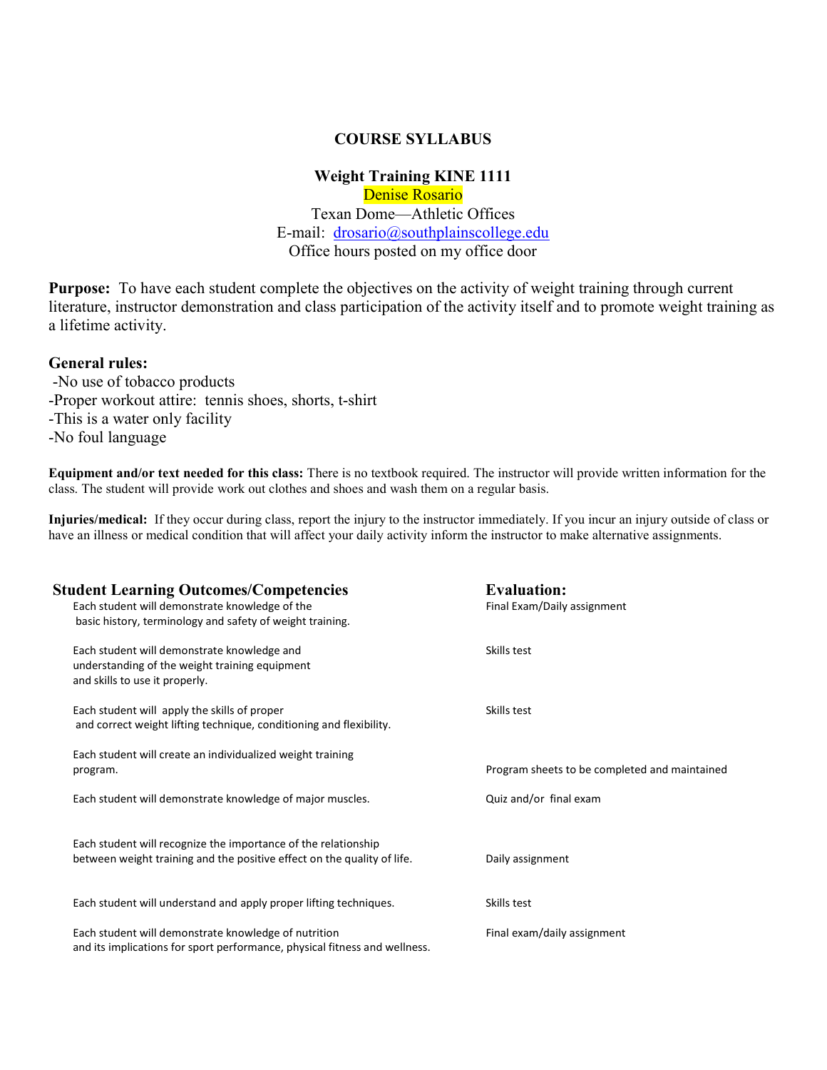# COURSE SYLLABUS

## Weight Training KINE 1111

Denise Rosario
Texan Dome—Athletic Offices
E-mail: drosario@southplainscollege.edu
Office hours posted on my office door

**Purpose:** To have each student complete the objectives on the activity of weight training through current literature, instructor demonstration and class participation of the activity itself and to promote weight training as a lifetime activity.

**General rules:**

- No use of tobacco products
- Proper workout attire: tennis shoes, shorts, t-shirt
- This is a water only facility
- No foul language

**Equipment and/or text needed for this class:** There is no textbook required. The instructor will provide written information for the class. The student will provide work out clothes and shoes and wash them on a regular basis.

**Injuries/medical:** If they occur during class, report the injury to the instructor immediately. If you incur an injury outside of class or have an illness or medical condition that will affect your daily activity inform the instructor to make alternative assignments.

| Student Learning Outcomes/Competencies | Evaluation: |
|---|---|
| Each student will demonstrate knowledge of the basic history, terminology and safety of weight training. | Final Exam/Daily assignment |
| Each student will demonstrate knowledge and understanding of the weight training equipment and skills to use it properly. | Skills test |
| Each student will apply the skills of proper and correct weight lifting technique, conditioning and flexibility. | Skills test |
| Each student will create an individualized weight training program. | Program sheets to be completed and maintained |
| Each student will demonstrate knowledge of major muscles. | Quiz and/or final exam |
| Each student will recognize the importance of the relationship between weight training and the positive effect on the quality of life. | Daily assignment |
| Each student will understand and apply proper lifting techniques. | Skills test |
| Each student will demonstrate knowledge of nutrition and its implications for sport performance, physical fitness and wellness. | Final exam/daily assignment |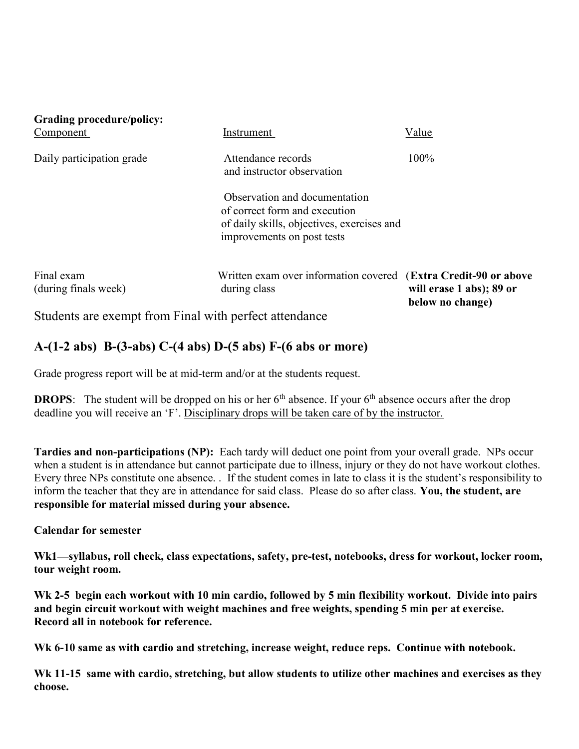**Grading procedure/policy:**

| Component | Instrument | Value |
|---|---|---|
| Daily participation grade | Attendance records and instructor observation<br><br>Observation and documentation of correct form and execution of daily skills, objectives, exercises and improvements on post tests | 100% |
| Final exam (during finals week) | Written exam over information covered during class | (**Extra Credit-90 or above will erase 1 abs); 89 or below no change)** |

Students are exempt from Final with perfect attendance

## A-(1-2 abs) B-(3-abs) C-(4 abs) D-(5 abs) F-(6 abs or more)

Grade progress report will be at mid-term and/or at the students request.

**DROPS**: The student will be dropped on his or her 6th absence. If your 6th absence occurs after the drop deadline you will receive an 'F'. Disciplinary drops will be taken care of by the instructor.

**Tardies and non-participations (NP):** Each tardy will deduct one point from your overall grade. NPs occur when a student is in attendance but cannot participate due to illness, injury or they do not have workout clothes. Every three NPs constitute one absence. . If the student comes in late to class it is the student's responsibility to inform the teacher that they are in attendance for said class. Please do so after class. **You, the student, are responsible for material missed during your absence.**

**Calendar for semester**

**Wk1—syllabus, roll check, class expectations, safety, pre-test, notebooks, dress for workout, locker room, tour weight room.**

**Wk 2-5 begin each workout with 10 min cardio, followed by 5 min flexibility workout. Divide into pairs and begin circuit workout with weight machines and free weights, spending 5 min per at exercise. Record all in notebook for reference.**

**Wk 6-10 same as with cardio and stretching, increase weight, reduce reps. Continue with notebook.**

**Wk 11-15 same with cardio, stretching, but allow students to utilize other machines and exercises as they choose.**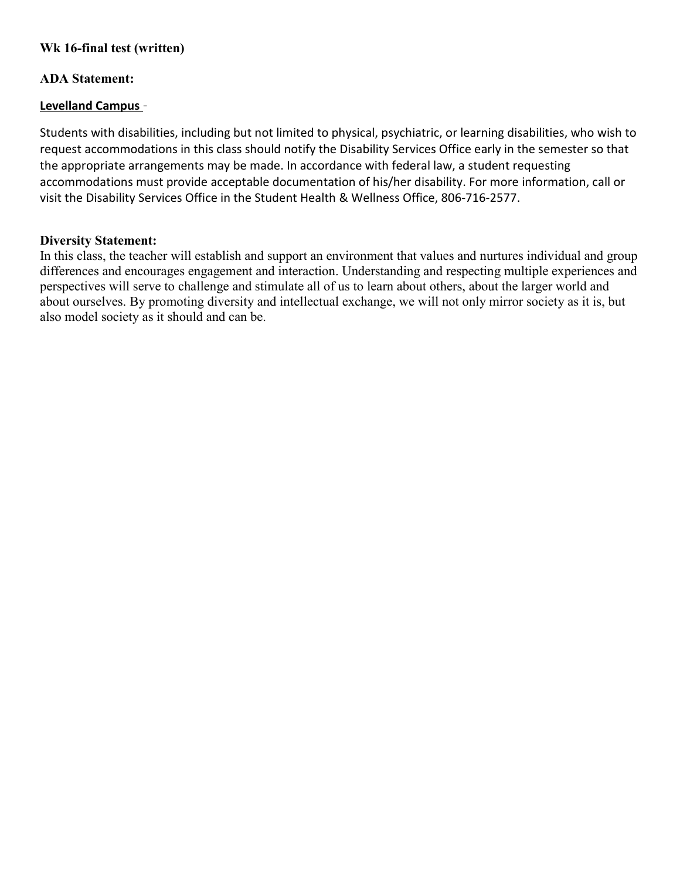**Wk 16-final test (written)**

**ADA Statement:**

**Levelland Campus** -

Students with disabilities, including but not limited to physical, psychiatric, or learning disabilities, who wish to request accommodations in this class should notify the Disability Services Office early in the semester so that the appropriate arrangements may be made. In accordance with federal law, a student requesting accommodations must provide acceptable documentation of his/her disability. For more information, call or visit the Disability Services Office in the Student Health & Wellness Office, 806-716-2577.

**Diversity Statement:**

In this class, the teacher will establish and support an environment that values and nurtures individual and group differences and encourages engagement and interaction. Understanding and respecting multiple experiences and perspectives will serve to challenge and stimulate all of us to learn about others, about the larger world and about ourselves. By promoting diversity and intellectual exchange, we will not only mirror society as it is, but also model society as it should and can be.